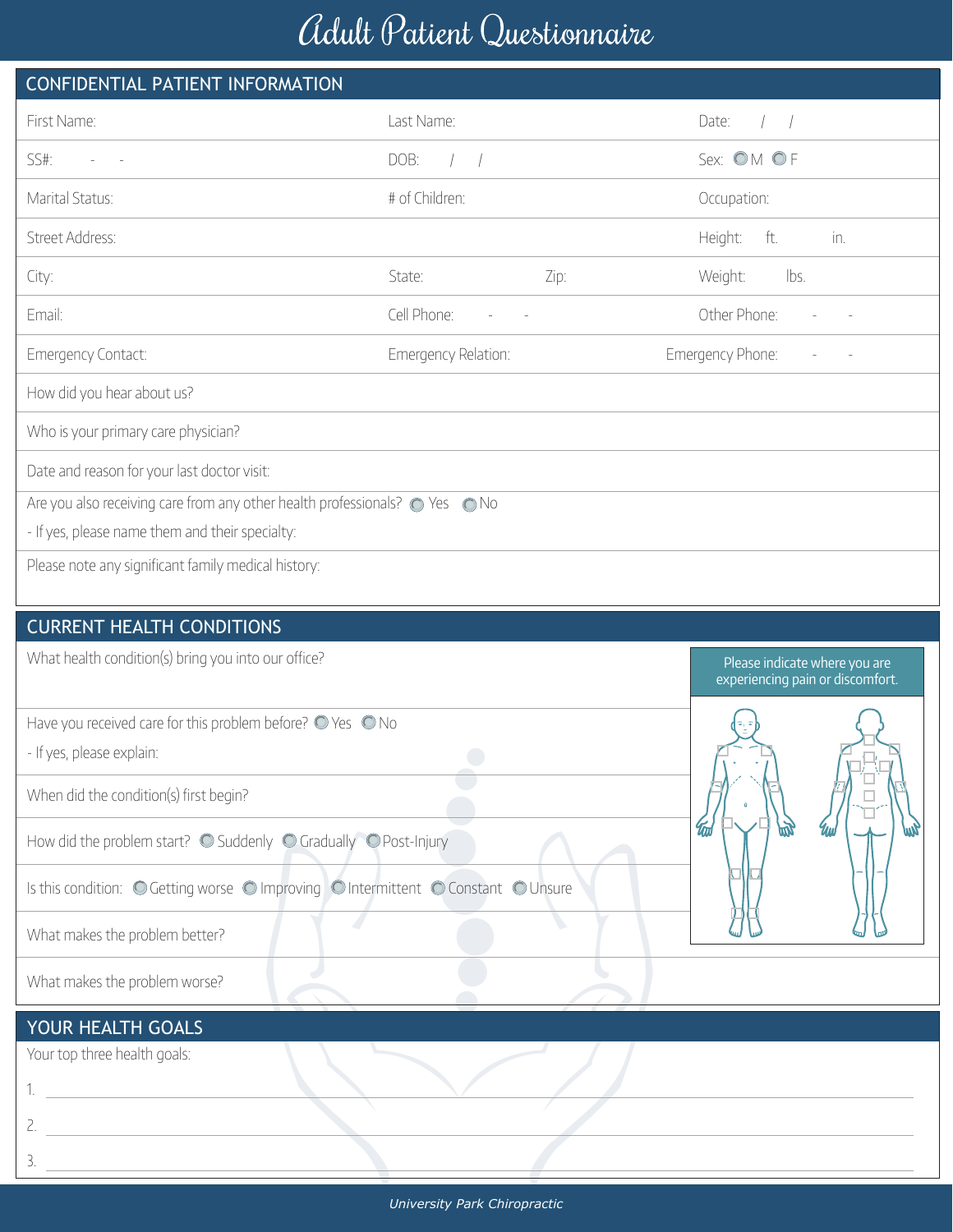# Adult Patient Questionnaire

## CONFIDENTIAL PATIENT INFORMATION

| | | |
|---|---|---|
| First Name: | Last Name: | Date: / / |
| SS#: - - | DOB: / / | Sex: ◯ M ◯ F |
| Marital Status: | # of Children: | Occupation: |
| Street Address: | | Height: ft. in. |
| City: | State: Zip: | Weight: lbs. |
| Email: | Cell Phone: - - | Other Phone: - - |
| Emergency Contact: | Emergency Relation: | Emergency Phone: - - |

How did you hear about us?

Who is your primary care physician?

Date and reason for your last doctor visit:

Are you also receiving care from any other health professionals? ◯ Yes ◯ No

- If yes, please name them and their specialty:

Please note any significant family medical history:

## CURRENT HEALTH CONDITIONS

What health condition(s) bring you into our office?

Please indicate where you are experiencing pain or discomfort.

Have you received care for this problem before? ◯ Yes ◯ No

- If yes, please explain:

When did the condition(s) first begin?

How did the problem start? ◯ Suddenly ◯ Gradually ◯ Post-Injury

Is this condition: ◯ Getting worse ◯ Improving ◯ Intermittent ◯ Constant ◯ Unsure

What makes the problem better?

What makes the problem worse?

## YOUR HEALTH GOALS

Your top three health goals:

1. ______________________

2. ______________________

3. ______________________

*University Park Chiropractic*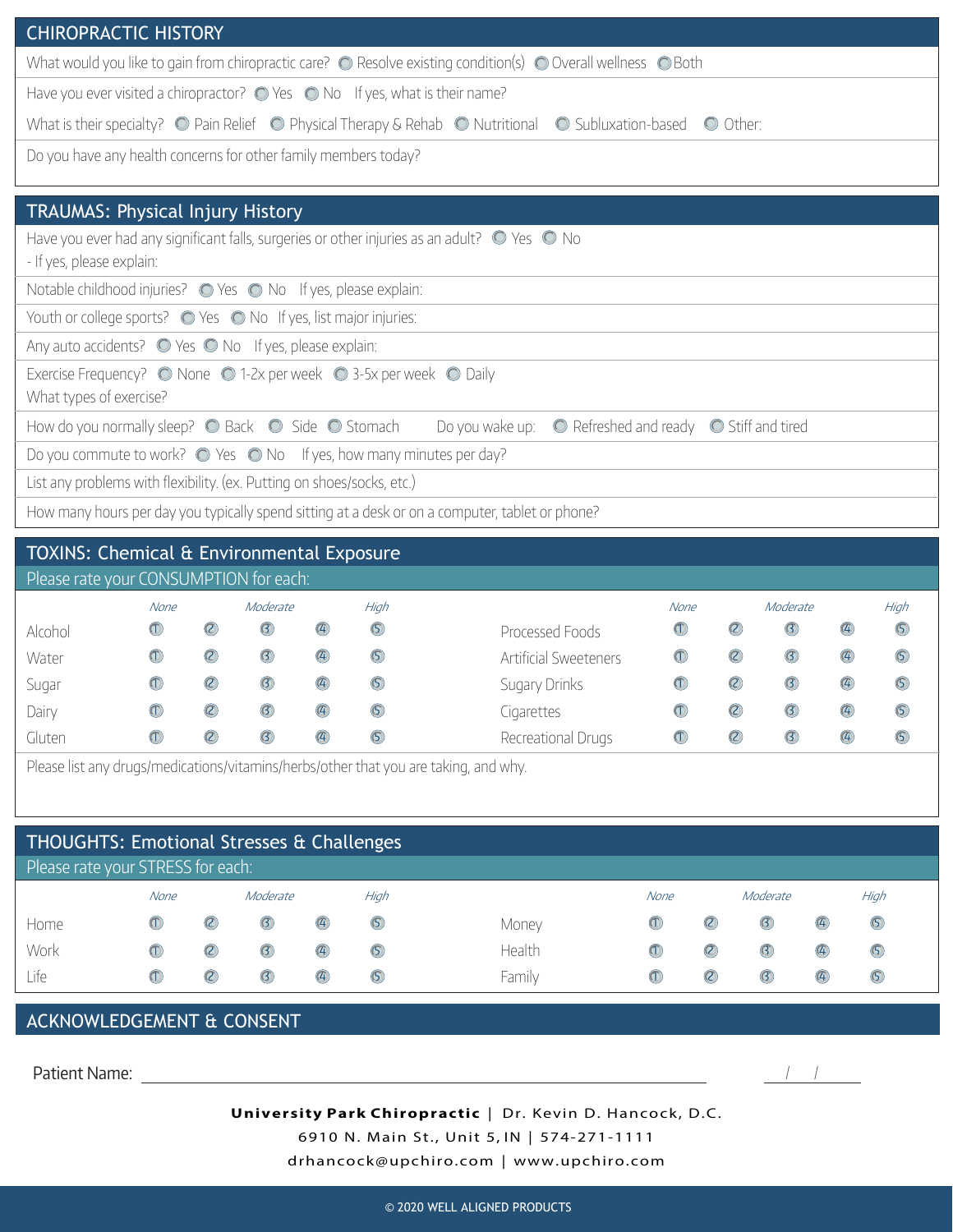## CHIROPRACTIC HISTORY

What would you like to gain from chiropractic care? ◯ Resolve existing condition(s) ◯ Overall wellness ◯ Both

Have you ever visited a chiropractor? ◯ Yes ◯ No If yes, what is their name?

What is their specialty? ◯ Pain Relief ◯ Physical Therapy & Rehab ◯ Nutritional ◯ Subluxation-based ◯ Other:

Do you have any health concerns for other family members today?

## TRAUMAS: Physical Injury History

Have you ever had any significant falls, surgeries or other injuries as an adult? ◯ Yes ◯ No
- If yes, please explain:

Notable childhood injuries? ◯ Yes ◯ No If yes, please explain:

Youth or college sports? ◯ Yes ◯ No If yes, list major injuries:

Any auto accidents? ◯ Yes ◯ No If yes, please explain:

Exercise Frequency? ◯ None ◯ 1-2x per week ◯ 3-5x per week ◯ Daily
What types of exercise?

How do you normally sleep? ◯ Back ◯ Side ◯ Stomach Do you wake up: ◯ Refreshed and ready ◯ Stiff and tired

Do you commute to work? ◯ Yes ◯ No If yes, how many minutes per day?

List any problems with flexibility. (ex. Putting on shoes/socks, etc.)

How many hours per day you typically spend sitting at a desk or on a computer, tablet or phone?

## TOXINS: Chemical & Environmental Exposure

Please rate your CONSUMPTION for each:

| | None | | Moderate | | High | | None | | Moderate | | High |
|---|---|---|---|---|---|---|---|---|---|---|---|
| Alcohol | 1 | 2 | 3 | 4 | 5 | Processed Foods | 1 | 2 | 3 | 4 | 5 |
| Water | 1 | 2 | 3 | 4 | 5 | Artificial Sweeteners | 1 | 2 | 3 | 4 | 5 |
| Sugar | 1 | 2 | 3 | 4 | 5 | Sugary Drinks | 1 | 2 | 3 | 4 | 5 |
| Dairy | 1 | 2 | 3 | 4 | 5 | Cigarettes | 1 | 2 | 3 | 4 | 5 |
| Gluten | 1 | 2 | 3 | 4 | 5 | Recreational Drugs | 1 | 2 | 3 | 4 | 5 |

Please list any drugs/medications/vitamins/herbs/other that you are taking, and why.

## THOUGHTS: Emotional Stresses & Challenges

Please rate your STRESS for each:

| | None | | Moderate | | High | | None | | Moderate | | High |
|---|---|---|---|---|---|---|---|---|---|---|---|
| Home | 1 | 2 | 3 | 4 | 5 | Money | 1 | 2 | 3 | 4 | 5 |
| Work | 1 | 2 | 3 | 4 | 5 | Health | 1 | 2 | 3 | 4 | 5 |
| Life | 1 | 2 | 3 | 4 | 5 | Family | 1 | 2 | 3 | 4 | 5 |

## ACKNOWLEDGEMENT & CONSENT

Patient Name: ______________________________ / /

**University Park Chiropractic** | Dr. Kevin D. Hancock, D.C.
6910 N. Main St., Unit 5, IN | 574-271-1111
drhancock@upchiro.com | www.upchiro.com

© 2020 WELL ALIGNED PRODUCTS